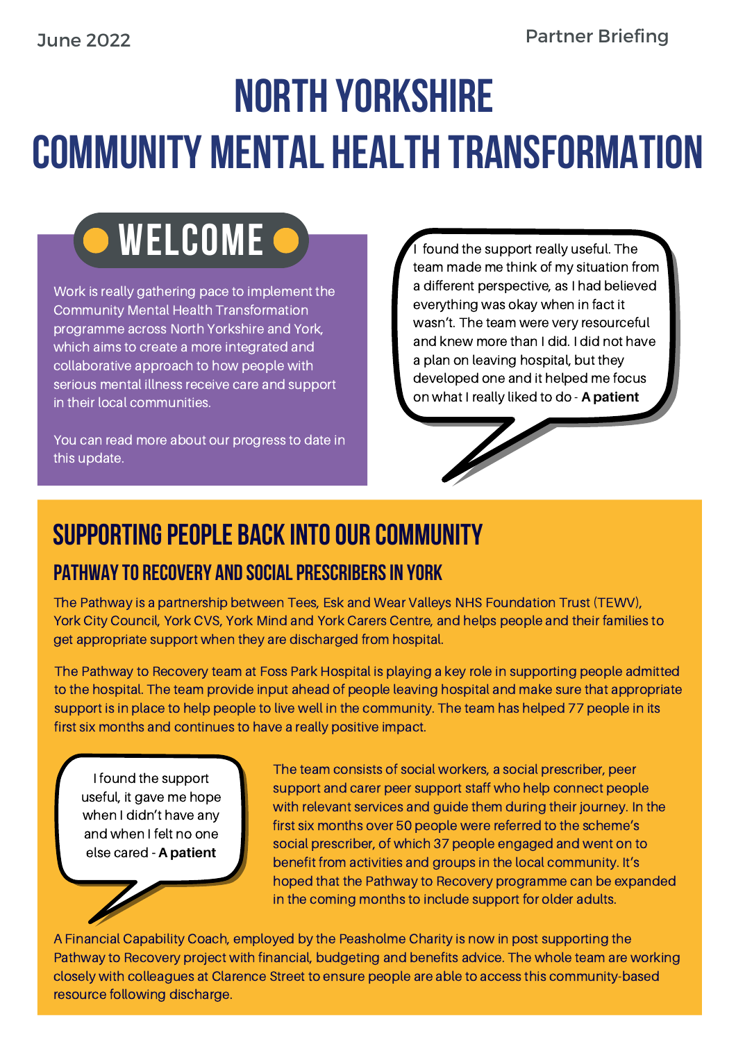June 2022

Partner Briefing

# NORTH YORKSHIRE COMMUNITY MENTAL HEALTH TRANSFORMATION

## WELCOME

Work is really gathering pace to implement the Community Mental Health Transformation programme across North Yorkshire and York, which aims to create a more integrated and collaborative approach to how people with serious mental illness receive care and support in their local communities.

You can read more about our progress to date in this update.

> I found the support really useful. The team made me think of my situation from a different perspective, as I had believed everything was okay when in fact it wasn't. The team were very resourceful and knew more than I did. I did not have a plan on leaving hospital, but they developed one and it helped me focus on what I really liked to do - **A patient**

## SUPPORTING PEOPLE BACK INTO OUR COMMUNITY

### PATHWAY TO RECOVERY AND SOCIAL PRESCRIBERS IN YORK

The Pathway is a partnership between Tees, Esk and Wear Valleys NHS Foundation Trust (TEWV), York City Council, York CVS, York Mind and York Carers Centre, and helps people and their families to get appropriate support when they are discharged from hospital.

The Pathway to Recovery team at Foss Park Hospital is playing a key role in supporting people admitted to the hospital. The team provide input ahead of people leaving hospital and make sure that appropriate support is in place to help people to live well in the community. The team has helped 77 people in its first six months and continues to have a really positive impact.

> I found the support useful, it gave me hope when I didn't have any and when I felt no one else cared - **A patient**

The team consists of social workers, a social prescriber, peer support and carer peer support staff who help connect people with relevant services and guide them during their journey. In the first six months over 50 people were referred to the scheme's social prescriber, of which 37 people engaged and went on to benefit from activities and groups in the local community. It's hoped that the Pathway to Recovery programme can be expanded in the coming months to include support for older adults.

A Financial Capability Coach, employed by the Peasholme Charity is now in post supporting the Pathway to Recovery project with financial, budgeting and benefits advice. The whole team are working closely with colleagues at Clarence Street to ensure people are able to access this community-based resource following discharge.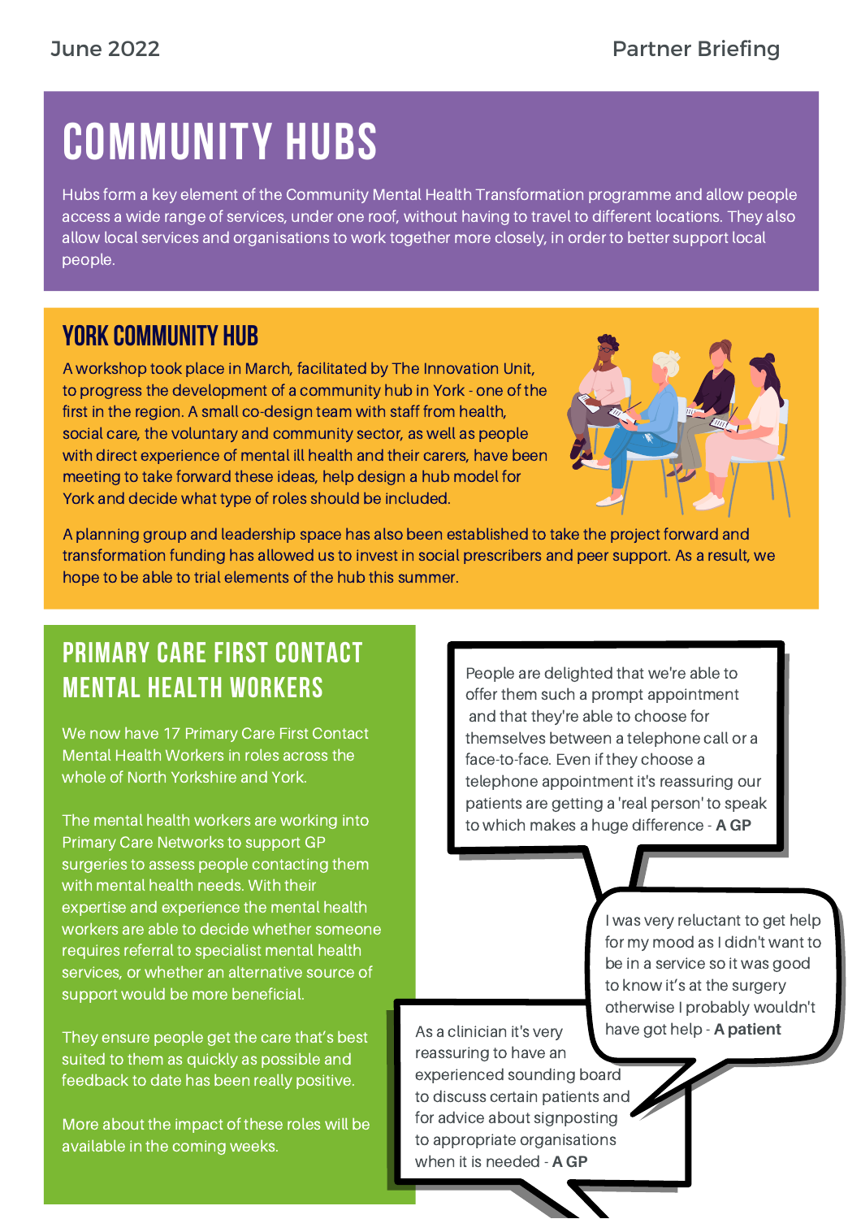# COMMUNITY HUBS

Hubs form a key element of the Community Mental Health Transformation programme and allow people access a wide range of services, under one roof, without having to travel to different locations. They also allow local services and organisations to work together more closely, in order to better support local people.

## YORK COMMUNITY HUB

A workshop took place in March, facilitated by The Innovation Unit, to progress the development of a community hub in York - one of the first in the region. A small co-design team with staff from health, social care, the voluntary and community sector, as well as people with direct experience of mental ill health and their carers, have been meeting to take forward these ideas, help design a hub model for York and decide what type of roles should be included.

A planning group and leadership space has also been established to take the project forward and transformation funding has allowed us to invest in social prescribers and peer support. As a result, we hope to be able to trial elements of the hub this summer.

## PRIMARY CARE FIRST CONTACT MENTAL HEALTH WORKERS

We now have 17 Primary Care First Contact Mental Health Workers in roles across the whole of North Yorkshire and York.

The mental health workers are working into Primary Care Networks to support GP surgeries to assess people contacting them with mental health needs. With their expertise and experience the mental health workers are able to decide whether someone requires referral to specialist mental health services, or whether an alternative source of support would be more beneficial.

They ensure people get the care that's best suited to them as quickly as possible and feedback to date has been really positive.

More about the impact of these roles will be available in the coming weeks.

> People are delighted that we're able to offer them such a prompt appointment and that they're able to choose for themselves between a telephone call or a face-to-face. Even if they choose a telephone appointment it's reassuring our patients are getting a 'real person' to speak to which makes a huge difference - **A GP**

> I was very reluctant to get help for my mood as I didn't want to be in a service so it was good to know it's at the surgery otherwise I probably wouldn't have got help - **A patient**

> As a clinician it's very reassuring to have an experienced sounding board to discuss certain patients and for advice about signposting to appropriate organisations when it is needed - **A GP**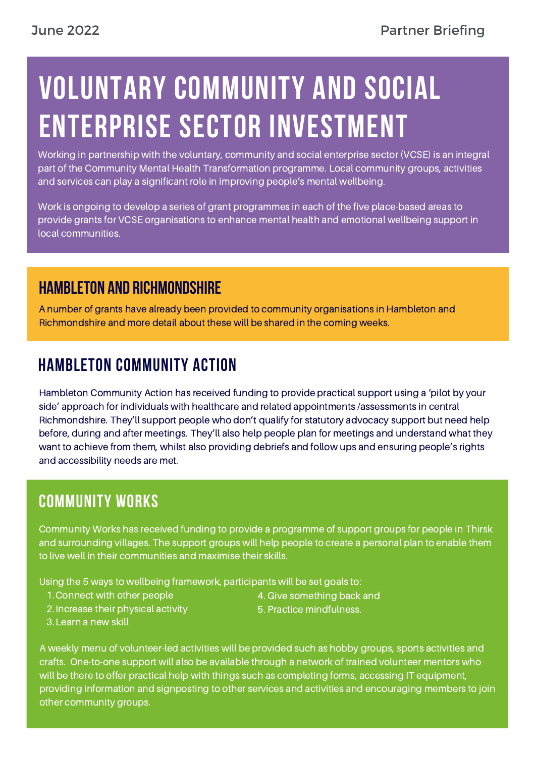# Voluntary Community and Social Enterprise Sector Investment

Working in partnership with the voluntary, community and social enterprise sector (VCSE) is an integral part of the Community Mental Health Transformation programme. Local community groups, activities and services can play a significant role in improving people's mental wellbeing.

Work is ongoing to develop a series of grant programmes in each of the five place-based areas to provide grants for VCSE organisations to enhance mental health and emotional wellbeing support in local communities.

## Hambleton and Richmondshire

A number of grants have already been provided to community organisations in Hambleton and Richmondshire and more detail about these will be shared in the coming weeks.

## Hambleton Community Action

Hambleton Community Action has received funding to provide practical support using a 'pilot by your side' approach for individuals with healthcare and related appointments /assessments in central Richmondshire. They'll support people who don't qualify for statutory advocacy support but need help before, during and after meetings. They'll also help people plan for meetings and understand what they want to achieve from them, whilst also providing debriefs and follow ups and ensuring people's rights and accessibility needs are met.

## Community Works

Community Works has received funding to provide a programme of support groups for people in Thirsk and surrounding villages. The support groups will help people to create a personal plan to enable them to live well in their communities and maximise their skills.

Using the 5 ways to wellbeing framework, participants will be set goals to:

1. Connect with other people
2. Increase their physical activity
3. Learn a new skill
4. Give something back and
5. Practice mindfulness.

A weekly menu of volunteer-led activities will be provided such as hobby groups, sports activities and crafts. One-to-one support will also be available through a network of trained volunteer mentors who will be there to offer practical help with things such as completing forms, accessing IT equipment, providing information and signposting to other services and activities and encouraging members to join other community groups.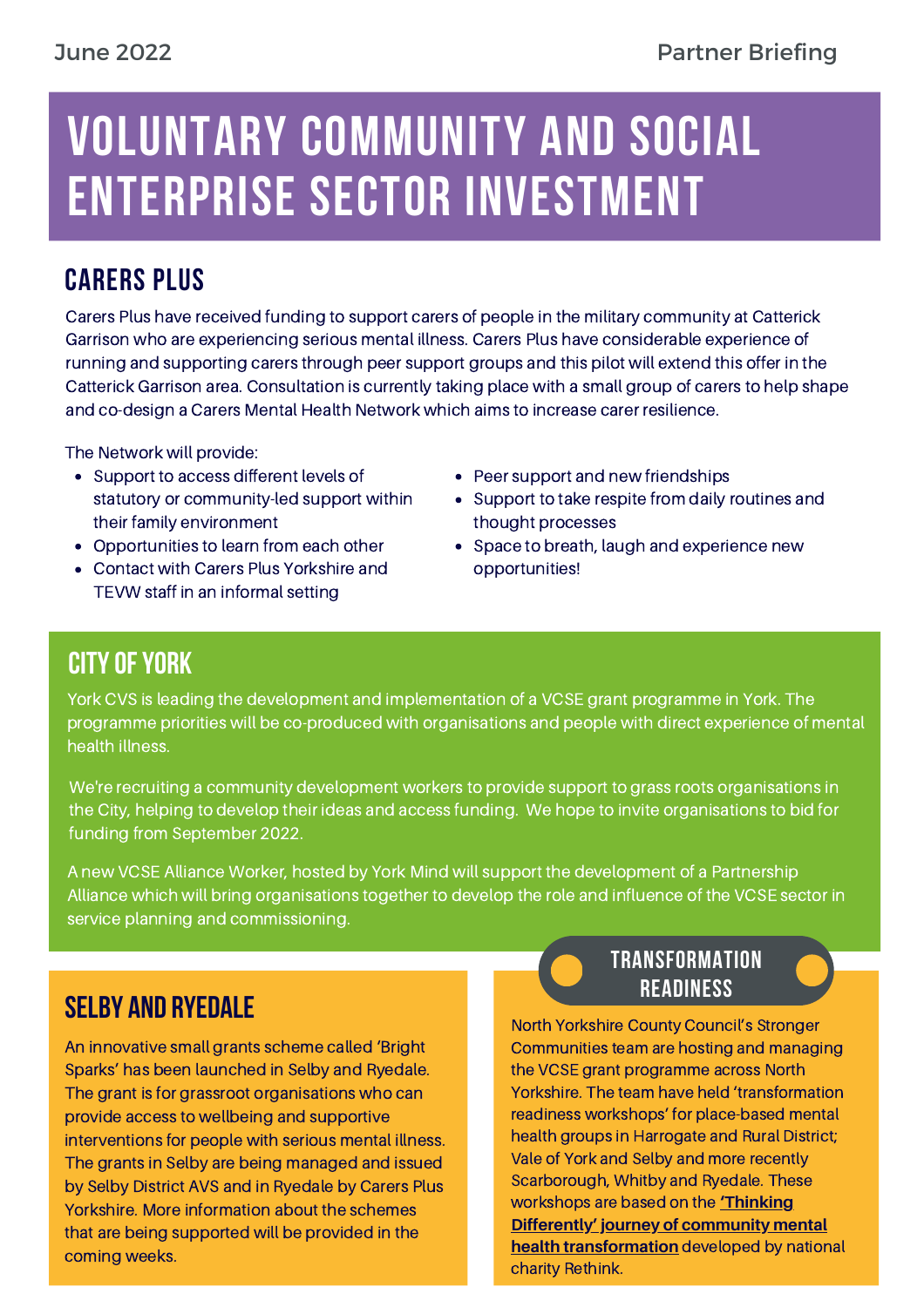# VOLUNTARY COMMUNITY AND SOCIAL ENTERPRISE SECTOR INVESTMENT

## CARERS PLUS

Carers Plus have received funding to support carers of people in the military community at Catterick Garrison who are experiencing serious mental illness. Carers Plus have considerable experience of running and supporting carers through peer support groups and this pilot will extend this offer in the Catterick Garrison area. Consultation is currently taking place with a small group of carers to help shape and co-design a Carers Mental Health Network which aims to increase carer resilience.

The Network will provide:

- Support to access different levels of statutory or community-led support within their family environment
- Opportunities to learn from each other
- Contact with Carers Plus Yorkshire and TEVW staff in an informal setting
- Peer support and new friendships
- Support to take respite from daily routines and thought processes
- Space to breath, laugh and experience new opportunities!

## CITY OF YORK

York CVS is leading the development and implementation of a VCSE grant programme in York. The programme priorities will be co-produced with organisations and people with direct experience of mental health illness.

We're recruiting a community development workers to provide support to grass roots organisations in the City, helping to develop their ideas and access funding. We hope to invite organisations to bid for funding from September 2022.

A new VCSE Alliance Worker, hosted by York Mind will support the development of a Partnership Alliance which will bring organisations together to develop the role and influence of the VCSE sector in service planning and commissioning.

## SELBY AND RYEDALE

An innovative small grants scheme called 'Bright Sparks' has been launched in Selby and Ryedale. The grant is for grassroot organisations who can provide access to wellbeing and supportive interventions for people with serious mental illness. The grants in Selby are being managed and issued by Selby District AVS and in Ryedale by Carers Plus Yorkshire. More information about the schemes that are being supported will be provided in the coming weeks.

## TRANSFORMATION READINESS

North Yorkshire County Council's Stronger Communities team are hosting and managing the VCSE grant programme across North Yorkshire. The team have held 'transformation readiness workshops' for place-based mental health groups in Harrogate and Rural District; Vale of York and Selby and more recently Scarborough, Whitby and Ryedale. These workshops are based on the **'Thinking Differently' journey of community mental health transformation** developed by national charity Rethink.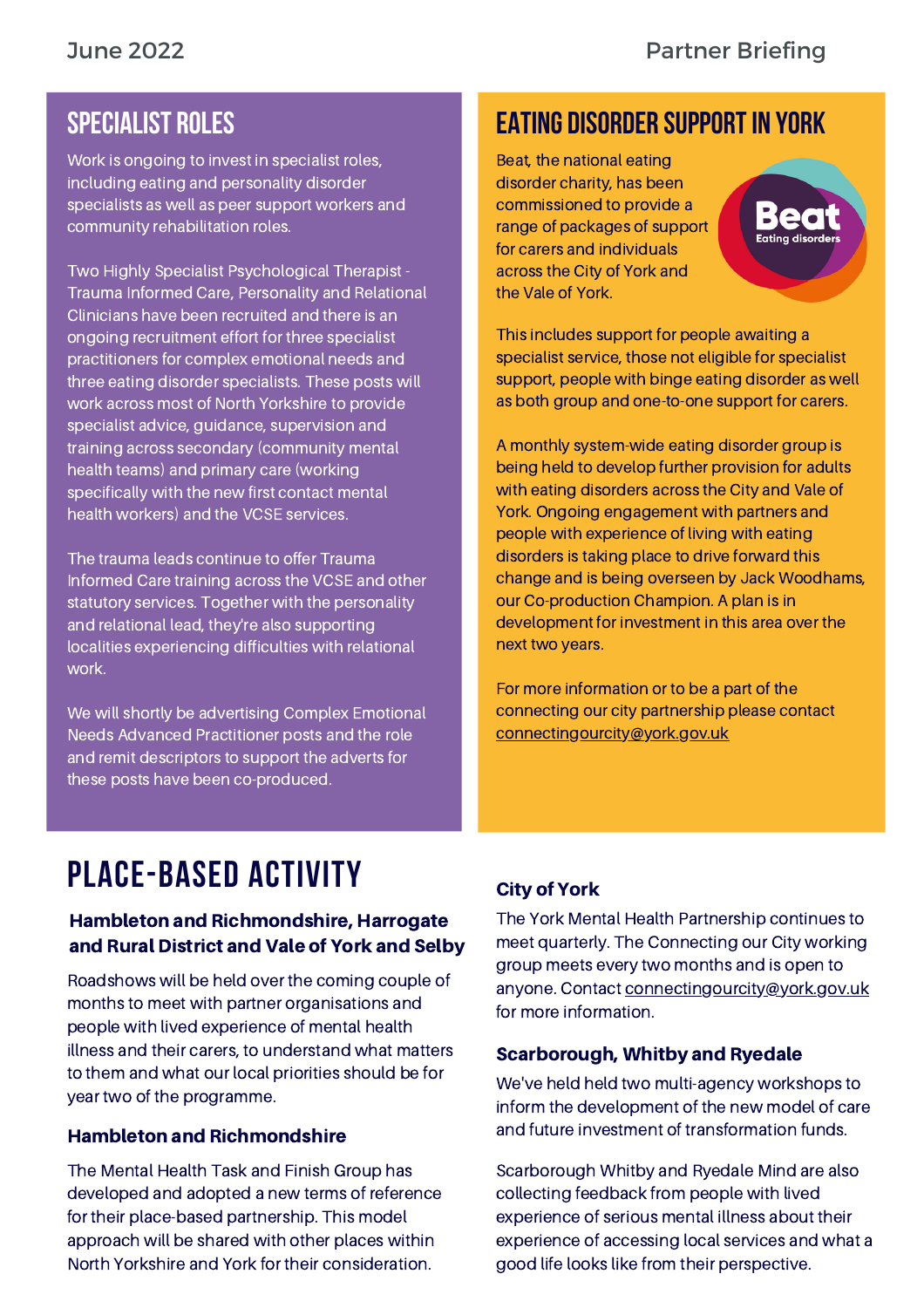## SPECIALIST ROLES

Work is ongoing to invest in specialist roles, including eating and personality disorder specialists as well as peer support workers and community rehabilitation roles.

Two Highly Specialist Psychological Therapist - Trauma Informed Care, Personality and Relational Clinicians have been recruited and there is an ongoing recruitment effort for three specialist practitioners for complex emotional needs and three eating disorder specialists. These posts will work across most of North Yorkshire to provide specialist advice, guidance, supervision and training across secondary (community mental health teams) and primary care (working specifically with the new first contact mental health workers) and the VCSE services.

The trauma leads continue to offer Trauma Informed Care training across the VCSE and other statutory services. Together with the personality and relational lead, they're also supporting localities experiencing difficulties with relational work.

We will shortly be advertising Complex Emotional Needs Advanced Practitioner posts and the role and remit descriptors to support the adverts for these posts have been co-produced.

## EATING DISORDER SUPPORT IN YORK

Beat, the national eating disorder charity, has been commissioned to provide a range of packages of support for carers and individuals across the City of York and the Vale of York.

This includes support for people awaiting a specialist service, those not eligible for specialist support, people with binge eating disorder as well as both group and one-to-one support for carers.

A monthly system-wide eating disorder group is being held to develop further provision for adults with eating disorders across the City and Vale of York. Ongoing engagement with partners and people with experience of living with eating disorders is taking place to drive forward this change and is being overseen by Jack Woodhams, our Co-production Champion. A plan is in development for investment in this area over the next two years.

For more information or to be a part of the connecting our city partnership please contact connectingourcity@york.gov.uk

# PLACE-BASED ACTIVITY

### Hambleton and Richmondshire, Harrogate and Rural District and Vale of York and Selby

Roadshows will be held over the coming couple of months to meet with partner organisations and people with lived experience of mental health illness and their carers, to understand what matters to them and what our local priorities should be for year two of the programme.

### Hambleton and Richmondshire

The Mental Health Task and Finish Group has developed and adopted a new terms of reference for their place-based partnership. This model approach will be shared with other places within North Yorkshire and York for their consideration.

### City of York

The York Mental Health Partnership continues to meet quarterly. The Connecting our City working group meets every two months and is open to anyone. Contact connectingourcity@york.gov.uk for more information.

### Scarborough, Whitby and Ryedale

We've held held two multi-agency workshops to inform the development of the new model of care and future investment of transformation funds.

Scarborough Whitby and Ryedale Mind are also collecting feedback from people with lived experience of serious mental illness about their experience of accessing local services and what a good life looks like from their perspective.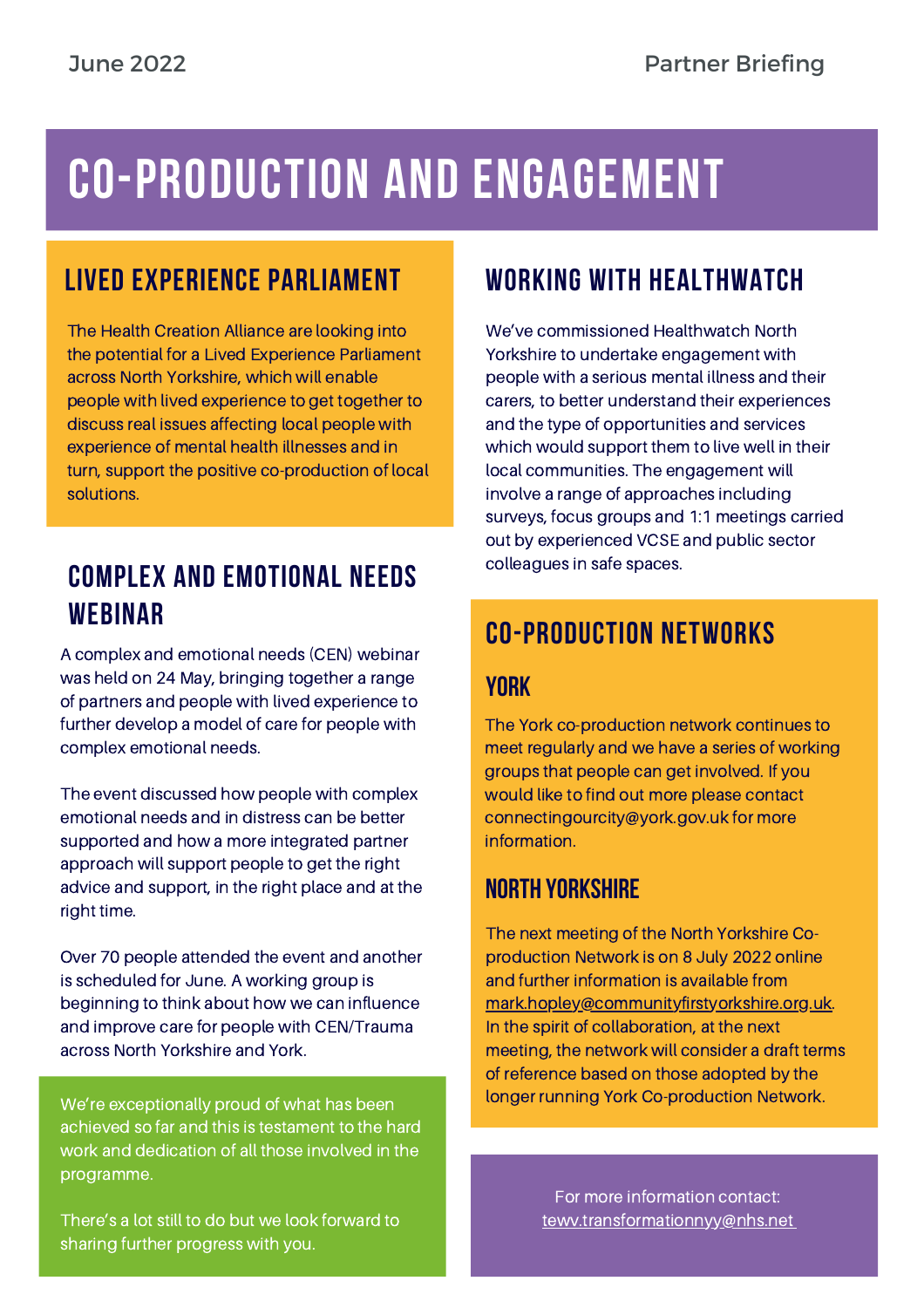# CO-PRODUCTION AND ENGAGEMENT

## LIVED EXPERIENCE PARLIAMENT

The Health Creation Alliance are looking into the potential for a Lived Experience Parliament across North Yorkshire, which will enable people with lived experience to get together to discuss real issues affecting local people with experience of mental health illnesses and in turn, support the positive co-production of local solutions.

## COMPLEX AND EMOTIONAL NEEDS WEBINAR

A complex and emotional needs (CEN) webinar was held on 24 May, bringing together a range of partners and people with lived experience to further develop a model of care for people with complex emotional needs.

The event discussed how people with complex emotional needs and in distress can be better supported and how a more integrated partner approach will support people to get the right advice and support, in the right place and at the right time.

Over 70 people attended the event and another is scheduled for June. A working group is beginning to think about how we can influence and improve care for people with CEN/Trauma across North Yorkshire and York.

We're exceptionally proud of what has been achieved so far and this is testament to the hard work and dedication of all those involved in the programme.

There's a lot still to do but we look forward to sharing further progress with you.

## WORKING WITH HEALTHWATCH

We've commissioned Healthwatch North Yorkshire to undertake engagement with people with a serious mental illness and their carers, to better understand their experiences and the type of opportunities and services which would support them to live well in their local communities. The engagement will involve a range of approaches including surveys, focus groups and 1:1 meetings carried out by experienced VCSE and public sector colleagues in safe spaces.

## CO-PRODUCTION NETWORKS

### YORK

The York co-production network continues to meet regularly and we have a series of working groups that people can get involved. If you would like to find out more please contact connectingourcity@york.gov.uk for more information.

### NORTH YORKSHIRE

The next meeting of the North Yorkshire Co-production Network is on 8 July 2022 online and further information is available from mark.hopley@communityfirstyorkshire.org.uk. In the spirit of collaboration, at the next meeting, the network will consider a draft terms of reference based on those adopted by the longer running York Co-production Network.

For more information contact: tewv.transformationnyy@nhs.net